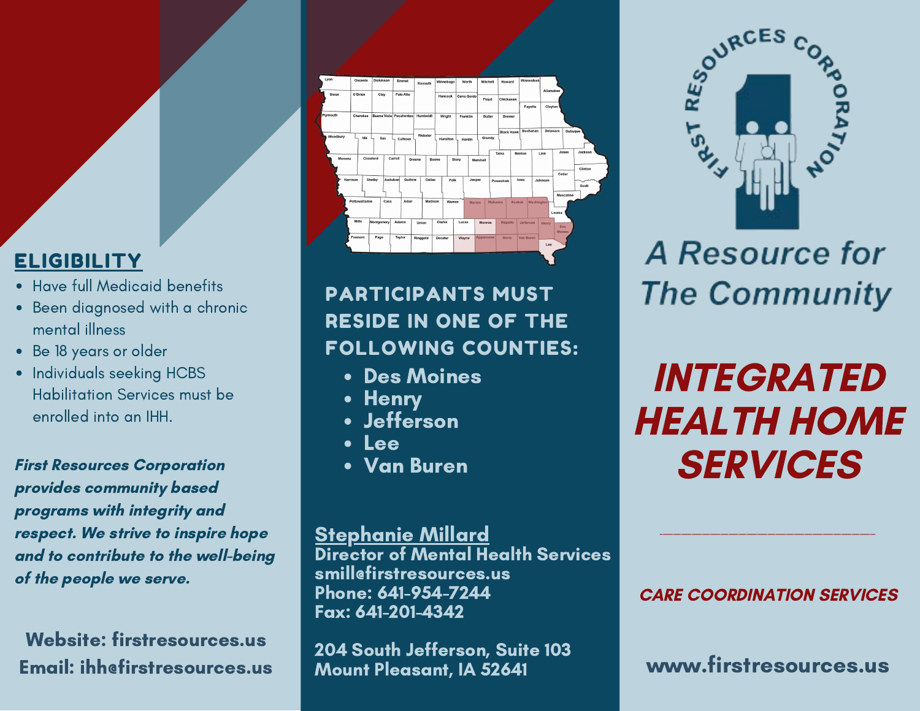## ELIGIBILITY

- Have full Medicaid benefits
- Been diagnosed with a chronic mental illness
- Be 18 years or older
- Individuals seeking HCBS Habilitation Services must be enrolled into an IHH.

***First Resources Corporation provides community based programs with integrity and respect. We strive to inspire hope and to contribute to the well-being of the people we serve.***

**Website: firstresources.us**
**Email: ihh@firstresources.us**

## PARTICIPANTS MUST RESIDE IN ONE OF THE FOLLOWING COUNTIES:

- **Des Moines**
- **Henry**
- **Jefferson**
- **Lee**
- **Van Buren**

**Stephanie Millard**
**Director of Mental Health Services**
**smill@firstresources.us**
**Phone: 641-954-7244**
**Fax: 641-201-4342**

**204 South Jefferson, Suite 103**
**Mount Pleasant, IA 52641**

FIRST RESOURCES CORPORATION

*A Resource for The Community*

# *INTEGRATED HEALTH HOME SERVICES*

***CARE COORDINATION SERVICES***

**www.firstresources.us**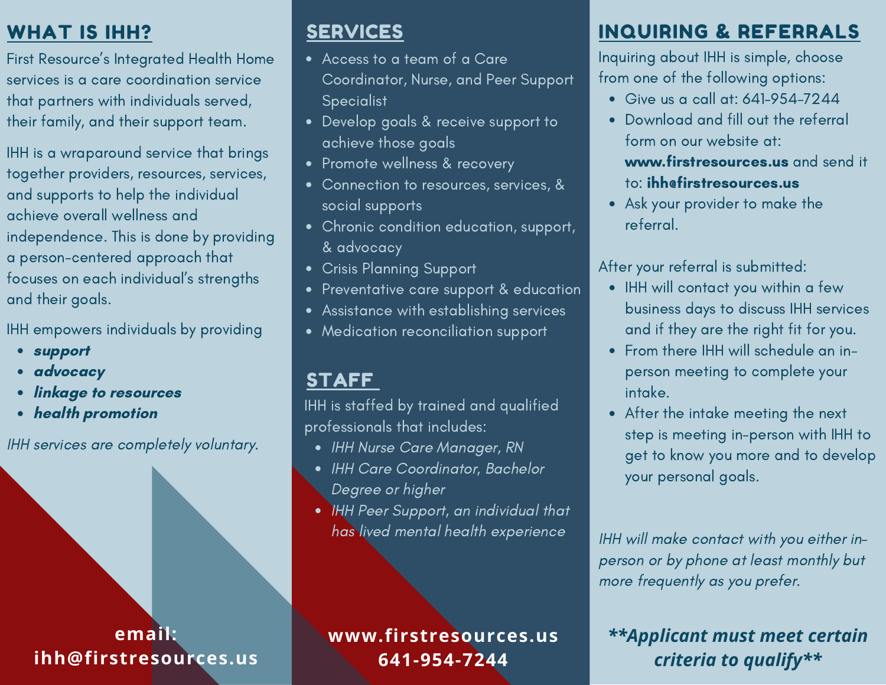## WHAT IS IHH?

First Resource's Integrated Health Home services is a care coordination service that partners with individuals served, their family, and their support team.

IHH is a wraparound service that brings together providers, resources, services, and supports to help the individual achieve overall wellness and independence. This is done by providing a person-centered approach that focuses on each individual's strengths and their goals.

IHH empowers individuals by providing

- ***support***
- ***advocacy***
- ***linkage to resources***
- ***health promotion***

*IHH services are completely voluntary.*

**email: ihh@firstresources.us**

## SERVICES

- Access to a team of a Care Coordinator, Nurse, and Peer Support Specialist
- Develop goals & receive support to achieve those goals
- Promote wellness & recovery
- Connection to resources, services, & social supports
- Chronic condition education, support, & advocacy
- Crisis Planning Support
- Preventative care support & education
- Assistance with establishing services
- Medication reconciliation support

## STAFF

IHH is staffed by trained and qualified professionals that includes:

- *IHH Nurse Care Manager, RN*
- *IHH Care Coordinator, Bachelor Degree or higher*
- *IHH Peer Support, an individual that has lived mental health experience*

**www.firstresources.us**
**641-954-7244**

## INQUIRING & REFERRALS

Inquiring about IHH is simple, choose from one of the following options:

- Give us a call at: 641-954-7244
- Download and fill out the referral form on our website at: **www.firstresources.us** and send it to: **ihh@firstresources.us**
- Ask your provider to make the referral.

After your referral is submitted:

- IHH will contact you within a few business days to discuss IHH services and if they are the right fit for you.
- From there IHH will schedule an in-person meeting to complete your intake.
- After the intake meeting the next step is meeting in-person with IHH to get to know you more and to develop your personal goals.

*IHH will make contact with you either in-person or by phone at least monthly but more frequently as you prefer.*

***\*\*Applicant must meet certain criteria to qualify\*\****